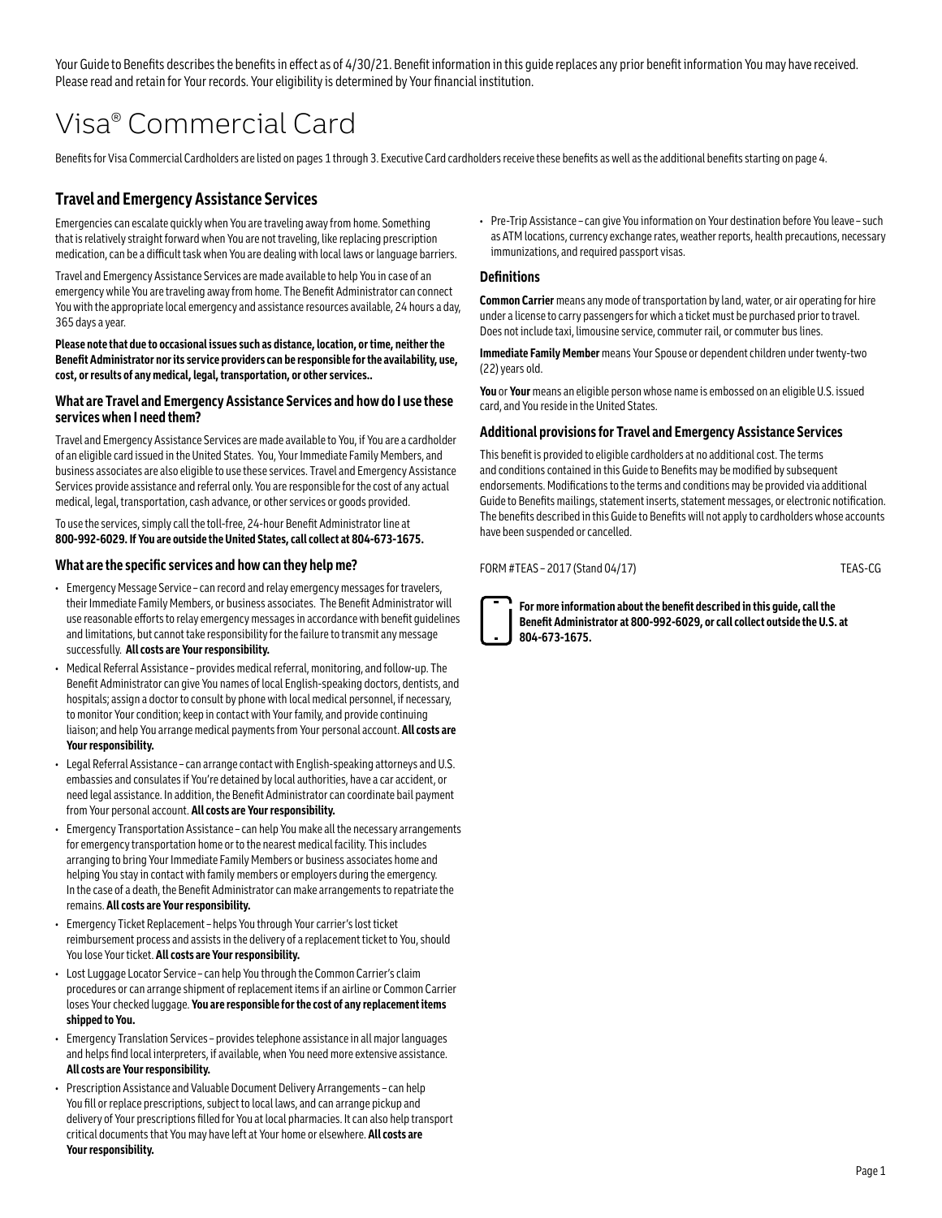Your Guide to Benefits describes the benefits in effect as of 4/30/21. Benefit information in this guide replaces any prior benefit information You may have received. Please read and retain for Your records. Your eligibility is determined by Your financial institution.

# Visa® Commercial Card

Benefits for Visa Commercial Cardholders are listed on pages 1 through 3. Executive Card cardholders receive these benefits as well as the additional benefits starting on page 4.

## Travel and Emergency Assistance Services

Emergencies can escalate quickly when You are traveling away from home. Something that is relatively straight forward when You are not traveling, like replacing prescription medication, can be a difficult task when You are dealing with local laws or language barriers.

Travel and Emergency Assistance Services are made available to help You in case of an emergency while You are traveling away from home. The Benefit Administrator can connect You with the appropriate local emergency and assistance resources available, 24 hours a day, 365 days a year.

**Please note that due to occasional issues such as distance, location, or time, neither the Benefit Administrator nor its service providers can be responsible for the availability, use, cost, or results of any medical, legal, transportation, or other services..**

### What are Travel and Emergency Assistance Services and how do I use these services when I need them?

Travel and Emergency Assistance Services are made available to You, if You are a cardholder of an eligible card issued in the United States. You, Your Immediate Family Members, and business associates are also eligible to use these services. Travel and Emergency Assistance Services provide assistance and referral only. You are responsible for the cost of any actual medical, legal, transportation, cash advance, or other services or goods provided.

To use the services, simply call the toll-free, 24-hour Benefit Administrator line at **800-992-6029. If You are outside the United States, call collect at 804-673-1675.**

### What are the specific services and how can they help me?

- Emergency Message Service – can record and relay emergency messages for travelers, their Immediate Family Members, or business associates. The Benefit Administrator will use reasonable efforts to relay emergency messages in accordance with benefit guidelines and limitations, but cannot take responsibility for the failure to transmit any message successfully. **All costs are Your responsibility.**
- Medical Referral Assistance – provides medical referral, monitoring, and follow-up. The Benefit Administrator can give You names of local English-speaking doctors, dentists, and hospitals; assign a doctor to consult by phone with local medical personnel, if necessary, to monitor Your condition; keep in contact with Your family, and provide continuing liaison; and help You arrange medical payments from Your personal account. **All costs are Your responsibility.**
- Legal Referral Assistance – can arrange contact with English-speaking attorneys and U.S. embassies and consulates if You're detained by local authorities, have a car accident, or need legal assistance. In addition, the Benefit Administrator can coordinate bail payment from Your personal account. **All costs are Your responsibility.**
- Emergency Transportation Assistance – can help You make all the necessary arrangements for emergency transportation home or to the nearest medical facility. This includes arranging to bring Your Immediate Family Members or business associates home and helping You stay in contact with family members or employers during the emergency. In the case of a death, the Benefit Administrator can make arrangements to repatriate the remains. **All costs are Your responsibility.**
- Emergency Ticket Replacement – helps You through Your carrier's lost ticket reimbursement process and assists in the delivery of a replacement ticket to You, should You lose Your ticket. **All costs are Your responsibility.**
- Lost Luggage Locator Service – can help You through the Common Carrier's claim procedures or can arrange shipment of replacement items if an airline or Common Carrier loses Your checked luggage. **You are responsible for the cost of any replacement items shipped to You.**
- Emergency Translation Services – provides telephone assistance in all major languages and helps find local interpreters, if available, when You need more extensive assistance. **All costs are Your responsibility.**
- Prescription Assistance and Valuable Document Delivery Arrangements – can help You fill or replace prescriptions, subject to local laws, and can arrange pickup and delivery of Your prescriptions filled for You at local pharmacies. It can also help transport critical documents that You may have left at Your home or elsewhere. **All costs are Your responsibility.**
- Pre-Trip Assistance – can give You information on Your destination before You leave – such as ATM locations, currency exchange rates, weather reports, health precautions, necessary immunizations, and required passport visas.

### Definitions

**Common Carrier** means any mode of transportation by land, water, or air operating for hire under a license to carry passengers for which a ticket must be purchased prior to travel. Does not include taxi, limousine service, commuter rail, or commuter bus lines.

**Immediate Family Member** means Your Spouse or dependent children under twenty-two (22) years old.

**You** or **Your** means an eligible person whose name is embossed on an eligible U.S. issued card, and You reside in the United States.

### Additional provisions for Travel and Emergency Assistance Services

This benefit is provided to eligible cardholders at no additional cost. The terms and conditions contained in this Guide to Benefits may be modified by subsequent endorsements. Modifications to the terms and conditions may be provided via additional Guide to Benefits mailings, statement inserts, statement messages, or electronic notification. The benefits described in this Guide to Benefits will not apply to cardholders whose accounts have been suspended or cancelled.

FORM #TEAS – 2017 (Stand 04/17) TEAS-CG

**For more information about the benefit described in this guide, call the Benefit Administrator at 800-992-6029, or call collect outside the U.S. at 804-673-1675.**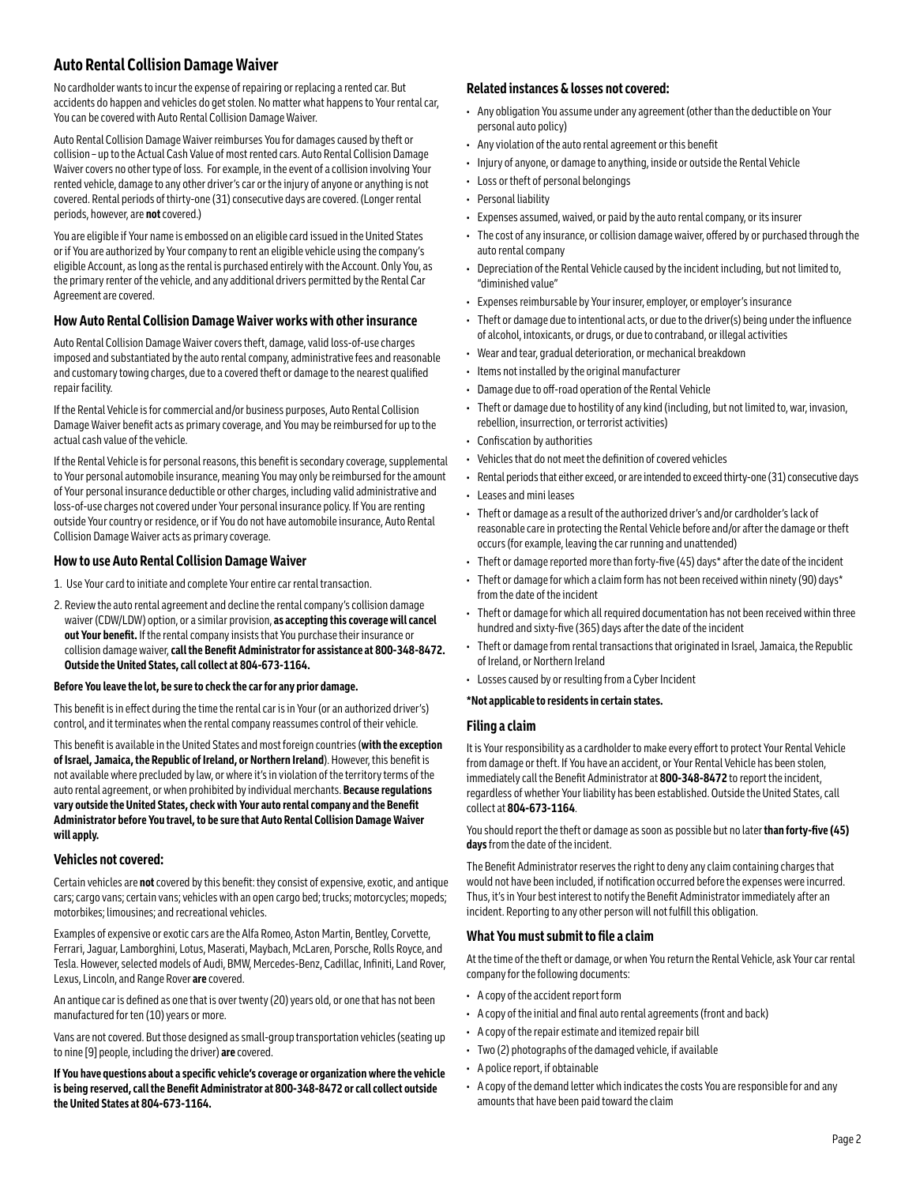## Auto Rental Collision Damage Waiver

No cardholder wants to incur the expense of repairing or replacing a rented car. But accidents do happen and vehicles do get stolen. No matter what happens to Your rental car, You can be covered with Auto Rental Collision Damage Waiver.

Auto Rental Collision Damage Waiver reimburses You for damages caused by theft or collision – up to the Actual Cash Value of most rented cars. Auto Rental Collision Damage Waiver covers no other type of loss. For example, in the event of a collision involving Your rented vehicle, damage to any other driver's car or the injury of anyone or anything is not covered. Rental periods of thirty-one (31) consecutive days are covered. (Longer rental periods, however, are **not** covered.)

You are eligible if Your name is embossed on an eligible card issued in the United States or if You are authorized by Your company to rent an eligible vehicle using the company's eligible Account, as long as the rental is purchased entirely with the Account. Only You, as the primary renter of the vehicle, and any additional drivers permitted by the Rental Car Agreement are covered.

### How Auto Rental Collision Damage Waiver works with other insurance

Auto Rental Collision Damage Waiver covers theft, damage, valid loss-of-use charges imposed and substantiated by the auto rental company, administrative fees and reasonable and customary towing charges, due to a covered theft or damage to the nearest qualified repair facility.

If the Rental Vehicle is for commercial and/or business purposes, Auto Rental Collision Damage Waiver benefit acts as primary coverage, and You may be reimbursed for up to the actual cash value of the vehicle.

If the Rental Vehicle is for personal reasons, this benefit is secondary coverage, supplemental to Your personal automobile insurance, meaning You may only be reimbursed for the amount of Your personal insurance deductible or other charges, including valid administrative and loss-of-use charges not covered under Your personal insurance policy. If You are renting outside Your country or residence, or if You do not have automobile insurance, Auto Rental Collision Damage Waiver acts as primary coverage.

### How to use Auto Rental Collision Damage Waiver

1. Use Your card to initiate and complete Your entire car rental transaction.
2. Review the auto rental agreement and decline the rental company's collision damage waiver (CDW/LDW) option, or a similar provision, **as accepting this coverage will cancel out Your benefit.** If the rental company insists that You purchase their insurance or collision damage waiver, **call the Benefit Administrator for assistance at 800-348-8472. Outside the United States, call collect at 804-673-1164.**

**Before You leave the lot, be sure to check the car for any prior damage.**

This benefit is in effect during the time the rental car is in Your (or an authorized driver's) control, and it terminates when the rental company reassumes control of their vehicle.

This benefit is available in the United States and most foreign countries (**with the exception of Israel, Jamaica, the Republic of Ireland, or Northern Ireland**). However, this benefit is not available where precluded by law, or where it's in violation of the territory terms of the auto rental agreement, or when prohibited by individual merchants. **Because regulations vary outside the United States, check with Your auto rental company and the Benefit Administrator before You travel, to be sure that Auto Rental Collision Damage Waiver will apply.**

### Vehicles not covered:

Certain vehicles are **not** covered by this benefit: they consist of expensive, exotic, and antique cars; cargo vans; certain vans; vehicles with an open cargo bed; trucks; motorcycles; mopeds; motorbikes; limousines; and recreational vehicles.

Examples of expensive or exotic cars are the Alfa Romeo, Aston Martin, Bentley, Corvette, Ferrari, Jaguar, Lamborghini, Lotus, Maserati, Maybach, McLaren, Porsche, Rolls Royce, and Tesla. However, selected models of Audi, BMW, Mercedes-Benz, Cadillac, Infiniti, Land Rover, Lexus, Lincoln, and Range Rover **are** covered.

An antique car is defined as one that is over twenty (20) years old, or one that has not been manufactured for ten (10) years or more.

Vans are not covered. But those designed as small-group transportation vehicles (seating up to nine [9] people, including the driver) **are** covered.

**If You have questions about a specific vehicle's coverage or organization where the vehicle is being reserved, call the Benefit Administrator at 800-348-8472 or call collect outside the United States at 804-673-1164.**

### Related instances & losses not covered:

- Any obligation You assume under any agreement (other than the deductible on Your personal auto policy)
- Any violation of the auto rental agreement or this benefit
- Injury of anyone, or damage to anything, inside or outside the Rental Vehicle
- Loss or theft of personal belongings
- Personal liability
- Expenses assumed, waived, or paid by the auto rental company, or its insurer
- The cost of any insurance, or collision damage waiver, offered by or purchased through the auto rental company
- Depreciation of the Rental Vehicle caused by the incident including, but not limited to, "diminished value"
- Expenses reimbursable by Your insurer, employer, or employer's insurance
- Theft or damage due to intentional acts, or due to the driver(s) being under the influence of alcohol, intoxicants, or drugs, or due to contraband, or illegal activities
- Wear and tear, gradual deterioration, or mechanical breakdown
- Items not installed by the original manufacturer
- Damage due to off-road operation of the Rental Vehicle
- Theft or damage due to hostility of any kind (including, but not limited to, war, invasion, rebellion, insurrection, or terrorist activities)
- Confiscation by authorities
- Vehicles that do not meet the definition of covered vehicles
- Rental periods that either exceed, or are intended to exceed thirty-one (31) consecutive days
- Leases and mini leases
- Theft or damage as a result of the authorized driver's and/or cardholder's lack of reasonable care in protecting the Rental Vehicle before and/or after the damage or theft occurs (for example, leaving the car running and unattended)
- Theft or damage reported more than forty-five (45) days* after the date of the incident
- Theft or damage for which a claim form has not been received within ninety (90) days* from the date of the incident
- Theft or damage for which all required documentation has not been received within three hundred and sixty-five (365) days after the date of the incident
- Theft or damage from rental transactions that originated in Israel, Jamaica, the Republic of Ireland, or Northern Ireland
- Losses caused by or resulting from a Cyber Incident

**\*Not applicable to residents in certain states.**

### Filing a claim

It is Your responsibility as a cardholder to make every effort to protect Your Rental Vehicle from damage or theft. If You have an accident, or Your Rental Vehicle has been stolen, immediately call the Benefit Administrator at **800-348-8472** to report the incident, regardless of whether Your liability has been established. Outside the United States, call collect at **804-673-1164**.

You should report the theft or damage as soon as possible but no later **than forty-five (45) days** from the date of the incident.

The Benefit Administrator reserves the right to deny any claim containing charges that would not have been included, if notification occurred before the expenses were incurred. Thus, it's in Your best interest to notify the Benefit Administrator immediately after an incident. Reporting to any other person will not fulfill this obligation.

### What You must submit to file a claim

At the time of the theft or damage, or when You return the Rental Vehicle, ask Your car rental company for the following documents:

- A copy of the accident report form
- A copy of the initial and final auto rental agreements (front and back)
- A copy of the repair estimate and itemized repair bill
- Two (2) photographs of the damaged vehicle, if available
- A police report, if obtainable
- A copy of the demand letter which indicates the costs You are responsible for and any amounts that have been paid toward the claim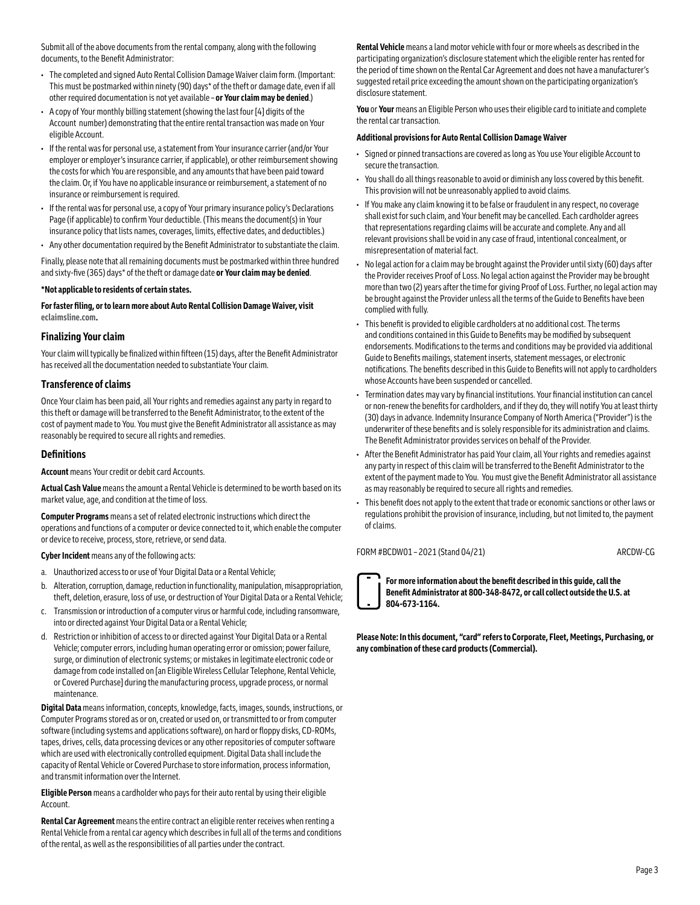Submit all of the above documents from the rental company, along with the following documents, to the Benefit Administrator:

- The completed and signed Auto Rental Collision Damage Waiver claim form. (Important: This must be postmarked within ninety (90) days* of the theft or damage date, even if all other required documentation is not yet available – **or Your claim may be denied**.)
- A copy of Your monthly billing statement (showing the last four [4] digits of the Account number) demonstrating that the entire rental transaction was made on Your eligible Account.
- If the rental was for personal use, a statement from Your insurance carrier (and/or Your employer or employer's insurance carrier, if applicable), or other reimbursement showing the costs for which You are responsible, and any amounts that have been paid toward the claim. Or, if You have no applicable insurance or reimbursement, a statement of no insurance or reimbursement is required.
- If the rental was for personal use, a copy of Your primary insurance policy's Declarations Page (if applicable) to confirm Your deductible. (This means the document(s) in Your insurance policy that lists names, coverages, limits, effective dates, and deductibles.)
- Any other documentation required by the Benefit Administrator to substantiate the claim.

Finally, please note that all remaining documents must be postmarked within three hundred and sixty-five (365) days* of the theft or damage date **or Your claim may be denied**.

**\*Not applicable to residents of certain states.**

**For faster filing, or to learn more about Auto Rental Collision Damage Waiver, visit eclaimsline.com.**

## Finalizing Your claim

Your claim will typically be finalized within fifteen (15) days, after the Benefit Administrator has received all the documentation needed to substantiate Your claim.

## Transference of claims

Once Your claim has been paid, all Your rights and remedies against any party in regard to this theft or damage will be transferred to the Benefit Administrator, to the extent of the cost of payment made to You. You must give the Benefit Administrator all assistance as may reasonably be required to secure all rights and remedies.

## Definitions

**Account** means Your credit or debit card Accounts.

**Actual Cash Value** means the amount a Rental Vehicle is determined to be worth based on its market value, age, and condition at the time of loss.

**Computer Programs** means a set of related electronic instructions which direct the operations and functions of a computer or device connected to it, which enable the computer or device to receive, process, store, retrieve, or send data.

**Cyber Incident** means any of the following acts:

a. Unauthorized access to or use of Your Digital Data or a Rental Vehicle;
b. Alteration, corruption, damage, reduction in functionality, manipulation, misappropriation, theft, deletion, erasure, loss of use, or destruction of Your Digital Data or a Rental Vehicle;
c. Transmission or introduction of a computer virus or harmful code, including ransomware, into or directed against Your Digital Data or a Rental Vehicle;
d. Restriction or inhibition of access to or directed against Your Digital Data or a Rental Vehicle; computer errors, including human operating error or omission; power failure, surge, or diminution of electronic systems; or mistakes in legitimate electronic code or damage from code installed on [an Eligible Wireless Cellular Telephone, Rental Vehicle, or Covered Purchase] during the manufacturing process, upgrade process, or normal maintenance.

**Digital Data** means information, concepts, knowledge, facts, images, sounds, instructions, or Computer Programs stored as or on, created or used on, or transmitted to or from computer software (including systems and applications software), on hard or floppy disks, CD-ROMs, tapes, drives, cells, data processing devices or any other repositories of computer software which are used with electronically controlled equipment. Digital Data shall include the capacity of Rental Vehicle or Covered Purchase to store information, process information, and transmit information over the Internet.

**Eligible Person** means a cardholder who pays for their auto rental by using their eligible Account.

**Rental Car Agreement** means the entire contract an eligible renter receives when renting a Rental Vehicle from a rental car agency which describes in full all of the terms and conditions of the rental, as well as the responsibilities of all parties under the contract.

**Rental Vehicle** means a land motor vehicle with four or more wheels as described in the participating organization's disclosure statement which the eligible renter has rented for the period of time shown on the Rental Car Agreement and does not have a manufacturer's suggested retail price exceeding the amount shown on the participating organization's disclosure statement.

**You** or **Your** means an Eligible Person who uses their eligible card to initiate and complete the rental car transaction.

**Additional provisions for Auto Rental Collision Damage Waiver**

- Signed or pinned transactions are covered as long as You use Your eligible Account to secure the transaction.
- You shall do all things reasonable to avoid or diminish any loss covered by this benefit. This provision will not be unreasonably applied to avoid claims.
- If You make any claim knowing it to be false or fraudulent in any respect, no coverage shall exist for such claim, and Your benefit may be cancelled. Each cardholder agrees that representations regarding claims will be accurate and complete. Any and all relevant provisions shall be void in any case of fraud, intentional concealment, or misrepresentation of material fact.
- No legal action for a claim may be brought against the Provider until sixty (60) days after the Provider receives Proof of Loss. No legal action against the Provider may be brought more than two (2) years after the time for giving Proof of Loss. Further, no legal action may be brought against the Provider unless all the terms of the Guide to Benefits have been complied with fully.
- This benefit is provided to eligible cardholders at no additional cost. The terms and conditions contained in this Guide to Benefits may be modified by subsequent endorsements. Modifications to the terms and conditions may be provided via additional Guide to Benefits mailings, statement inserts, statement messages, or electronic notifications. The benefits described in this Guide to Benefits will not apply to cardholders whose Accounts have been suspended or cancelled.
- Termination dates may vary by financial institutions. Your financial institution can cancel or non-renew the benefits for cardholders, and if they do, they will notify You at least thirty (30) days in advance. Indemnity Insurance Company of North America ("Provider") is the underwriter of these benefits and is solely responsible for its administration and claims. The Benefit Administrator provides services on behalf of the Provider.
- After the Benefit Administrator has paid Your claim, all Your rights and remedies against any party in respect of this claim will be transferred to the Benefit Administrator to the extent of the payment made to You. You must give the Benefit Administrator all assistance as may reasonably be required to secure all rights and remedies.
- This benefit does not apply to the extent that trade or economic sanctions or other laws or regulations prohibit the provision of insurance, including, but not limited to, the payment of claims.

FORM #BCDW01 – 2021 (Stand 04/21) ARCDW-CG

**For more information about the benefit described in this guide, call the Benefit Administrator at 800-348-8472, or call collect outside the U.S. at 804-673-1164.**

**Please Note: In this document, "card" refers to Corporate, Fleet, Meetings, Purchasing, or any combination of these card products (Commercial).**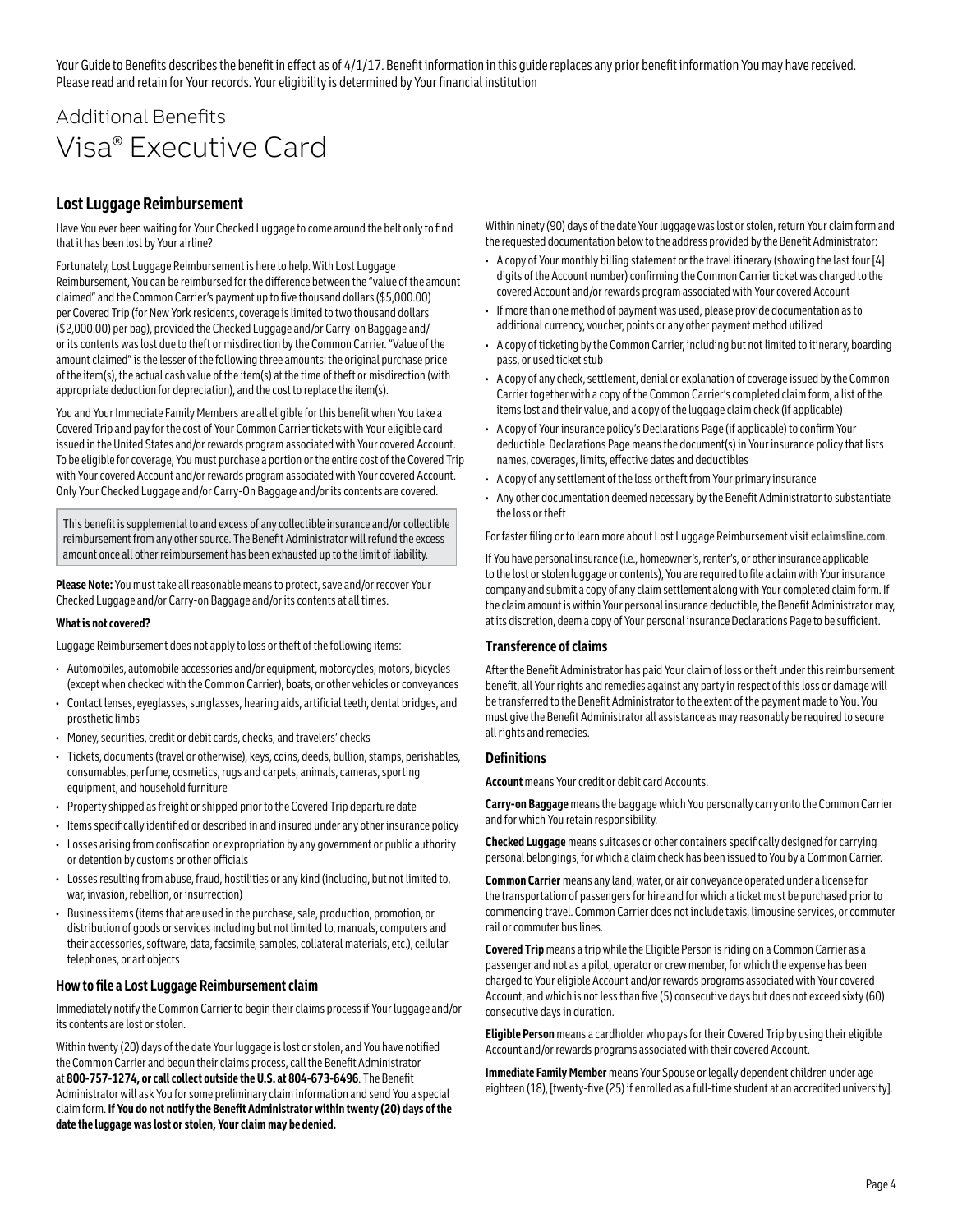Your Guide to Benefits describes the benefit in effect as of 4/1/17. Benefit information in this guide replaces any prior benefit information You may have received. Please read and retain for Your records. Your eligibility is determined by Your financial institution

# Additional Benefits
# Visa® Executive Card

## Lost Luggage Reimbursement

Have You ever been waiting for Your Checked Luggage to come around the belt only to find that it has been lost by Your airline?

Fortunately, Lost Luggage Reimbursement is here to help. With Lost Luggage Reimbursement, You can be reimbursed for the difference between the "value of the amount claimed" and the Common Carrier's payment up to five thousand dollars ($5,000.00) per Covered Trip (for New York residents, coverage is limited to two thousand dollars ($2,000.00) per bag), provided the Checked Luggage and/or Carry-on Baggage and/or its contents was lost due to theft or misdirection by the Common Carrier. "Value of the amount claimed" is the lesser of the following three amounts: the original purchase price of the item(s), the actual cash value of the item(s) at the time of theft or misdirection (with appropriate deduction for depreciation), and the cost to replace the item(s).

You and Your Immediate Family Members are all eligible for this benefit when You take a Covered Trip and pay for the cost of Your Common Carrier tickets with Your eligible card issued in the United States and/or rewards program associated with Your covered Account. To be eligible for coverage, You must purchase a portion or the entire cost of the Covered Trip with Your covered Account and/or rewards program associated with Your covered Account. Only Your Checked Luggage and/or Carry-On Baggage and/or its contents are covered.

This benefit is supplemental to and excess of any collectible insurance and/or collectible reimbursement from any other source. The Benefit Administrator will refund the excess amount once all other reimbursement has been exhausted up to the limit of liability.

**Please Note:** You must take all reasonable means to protect, save and/or recover Your Checked Luggage and/or Carry-on Baggage and/or its contents at all times.

**What is not covered?**

Luggage Reimbursement does not apply to loss or theft of the following items:

- Automobiles, automobile accessories and/or equipment, motorcycles, motors, bicycles (except when checked with the Common Carrier), boats, or other vehicles or conveyances
- Contact lenses, eyeglasses, sunglasses, hearing aids, artificial teeth, dental bridges, and prosthetic limbs
- Money, securities, credit or debit cards, checks, and travelers' checks
- Tickets, documents (travel or otherwise), keys, coins, deeds, bullion, stamps, perishables, consumables, perfume, cosmetics, rugs and carpets, animals, cameras, sporting equipment, and household furniture
- Property shipped as freight or shipped prior to the Covered Trip departure date
- Items specifically identified or described in and insured under any other insurance policy
- Losses arising from confiscation or expropriation by any government or public authority or detention by customs or other officials
- Losses resulting from abuse, fraud, hostilities or any kind (including, but not limited to, war, invasion, rebellion, or insurrection)
- Business items (items that are used in the purchase, sale, production, promotion, or distribution of goods or services including but not limited to, manuals, computers and their accessories, software, data, facsimile, samples, collateral materials, etc.), cellular telephones, or art objects

### How to file a Lost Luggage Reimbursement claim

Immediately notify the Common Carrier to begin their claims process if Your luggage and/or its contents are lost or stolen.

Within twenty (20) days of the date Your luggage is lost or stolen, and You have notified the Common Carrier and begun their claims process, call the Benefit Administrator at **800-757-1274, or call collect outside the U.S. at 804-673-6496**. The Benefit Administrator will ask You for some preliminary claim information and send You a special claim form. **If You do not notify the Benefit Administrator within twenty (20) days of the date the luggage was lost or stolen, Your claim may be denied.**

Within ninety (90) days of the date Your luggage was lost or stolen, return Your claim form and the requested documentation below to the address provided by the Benefit Administrator:

- A copy of Your monthly billing statement or the travel itinerary (showing the last four [4] digits of the Account number) confirming the Common Carrier ticket was charged to the covered Account and/or rewards program associated with Your covered Account
- If more than one method of payment was used, please provide documentation as to additional currency, voucher, points or any other payment method utilized
- A copy of ticketing by the Common Carrier, including but not limited to itinerary, boarding pass, or used ticket stub
- A copy of any check, settlement, denial or explanation of coverage issued by the Common Carrier together with a copy of the Common Carrier's completed claim form, a list of the items lost and their value, and a copy of the luggage claim check (if applicable)
- A copy of Your insurance policy's Declarations Page (if applicable) to confirm Your deductible. Declarations Page means the document(s) in Your insurance policy that lists names, coverages, limits, effective dates and deductibles
- A copy of any settlement of the loss or theft from Your primary insurance
- Any other documentation deemed necessary by the Benefit Administrator to substantiate the loss or theft

For faster filing or to learn more about Lost Luggage Reimbursement visit **eclaimsline.com**.

If You have personal insurance (i.e., homeowner's, renter's, or other insurance applicable to the lost or stolen luggage or contents), You are required to file a claim with Your insurance company and submit a copy of any claim settlement along with Your completed claim form. If the claim amount is within Your personal insurance deductible, the Benefit Administrator may, at its discretion, deem a copy of Your personal insurance Declarations Page to be sufficient.

### Transference of claims

After the Benefit Administrator has paid Your claim of loss or theft under this reimbursement benefit, all Your rights and remedies against any party in respect of this loss or damage will be transferred to the Benefit Administrator to the extent of the payment made to You. You must give the Benefit Administrator all assistance as may reasonably be required to secure all rights and remedies.

### Definitions

**Account** means Your credit or debit card Accounts.

**Carry-on Baggage** means the baggage which You personally carry onto the Common Carrier and for which You retain responsibility.

**Checked Luggage** means suitcases or other containers specifically designed for carrying personal belongings, for which a claim check has been issued to You by a Common Carrier.

**Common Carrier** means any land, water, or air conveyance operated under a license for the transportation of passengers for hire and for which a ticket must be purchased prior to commencing travel. Common Carrier does not include taxis, limousine services, or commuter rail or commuter bus lines.

**Covered Trip** means a trip while the Eligible Person is riding on a Common Carrier as a passenger and not as a pilot, operator or crew member, for which the expense has been charged to Your eligible Account and/or rewards programs associated with Your covered Account, and which is not less than five (5) consecutive days but does not exceed sixty (60) consecutive days in duration.

**Eligible Person** means a cardholder who pays for their Covered Trip by using their eligible Account and/or rewards programs associated with their covered Account.

**Immediate Family Member** means Your Spouse or legally dependent children under age eighteen (18), [twenty-five (25) if enrolled as a full-time student at an accredited university].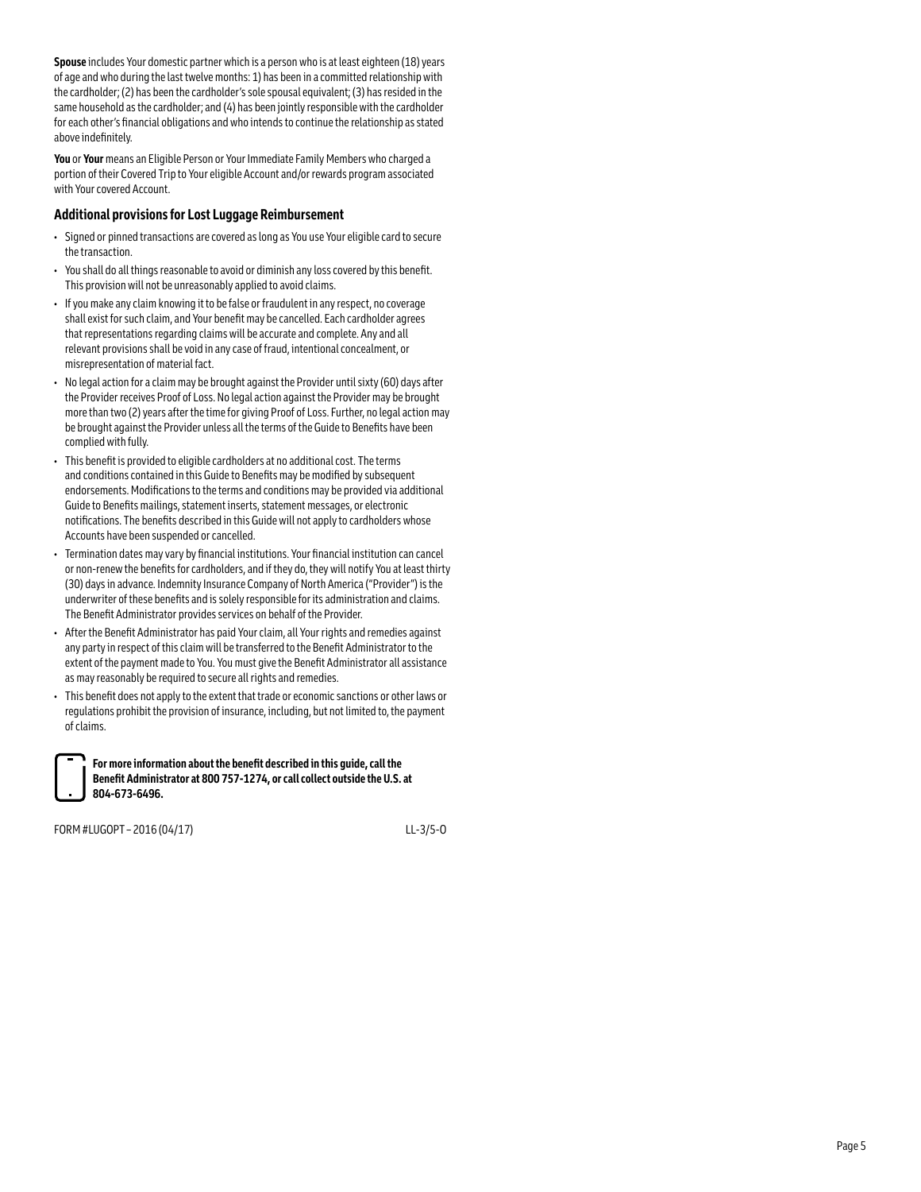**Spouse** includes Your domestic partner which is a person who is at least eighteen (18) years of age and who during the last twelve months: 1) has been in a committed relationship with the cardholder; (2) has been the cardholder's sole spousal equivalent; (3) has resided in the same household as the cardholder; and (4) has been jointly responsible with the cardholder for each other's financial obligations and who intends to continue the relationship as stated above indefinitely.

**You** or **Your** means an Eligible Person or Your Immediate Family Members who charged a portion of their Covered Trip to Your eligible Account and/or rewards program associated with Your covered Account.

### Additional provisions for Lost Luggage Reimbursement

- Signed or pinned transactions are covered as long as You use Your eligible card to secure the transaction.
- You shall do all things reasonable to avoid or diminish any loss covered by this benefit. This provision will not be unreasonably applied to avoid claims.
- If you make any claim knowing it to be false or fraudulent in any respect, no coverage shall exist for such claim, and Your benefit may be cancelled. Each cardholder agrees that representations regarding claims will be accurate and complete. Any and all relevant provisions shall be void in any case of fraud, intentional concealment, or misrepresentation of material fact.
- No legal action for a claim may be brought against the Provider until sixty (60) days after the Provider receives Proof of Loss. No legal action against the Provider may be brought more than two (2) years after the time for giving Proof of Loss. Further, no legal action may be brought against the Provider unless all the terms of the Guide to Benefits have been complied with fully.
- This benefit is provided to eligible cardholders at no additional cost. The terms and conditions contained in this Guide to Benefits may be modified by subsequent endorsements. Modifications to the terms and conditions may be provided via additional Guide to Benefits mailings, statement inserts, statement messages, or electronic notifications. The benefits described in this Guide will not apply to cardholders whose Accounts have been suspended or cancelled.
- Termination dates may vary by financial institutions. Your financial institution can cancel or non-renew the benefits for cardholders, and if they do, they will notify You at least thirty (30) days in advance. Indemnity Insurance Company of North America ("Provider") is the underwriter of these benefits and is solely responsible for its administration and claims. The Benefit Administrator provides services on behalf of the Provider.
- After the Benefit Administrator has paid Your claim, all Your rights and remedies against any party in respect of this claim will be transferred to the Benefit Administrator to the extent of the payment made to You. You must give the Benefit Administrator all assistance as may reasonably be required to secure all rights and remedies.
- This benefit does not apply to the extent that trade or economic sanctions or other laws or regulations prohibit the provision of insurance, including, but not limited to, the payment of claims.

**For more information about the benefit described in this guide, call the Benefit Administrator at 800 757-1274, or call collect outside the U.S. at 804-673-6496.**

FORM #LUGOPT – 2016 (04/17) LL-3/5-O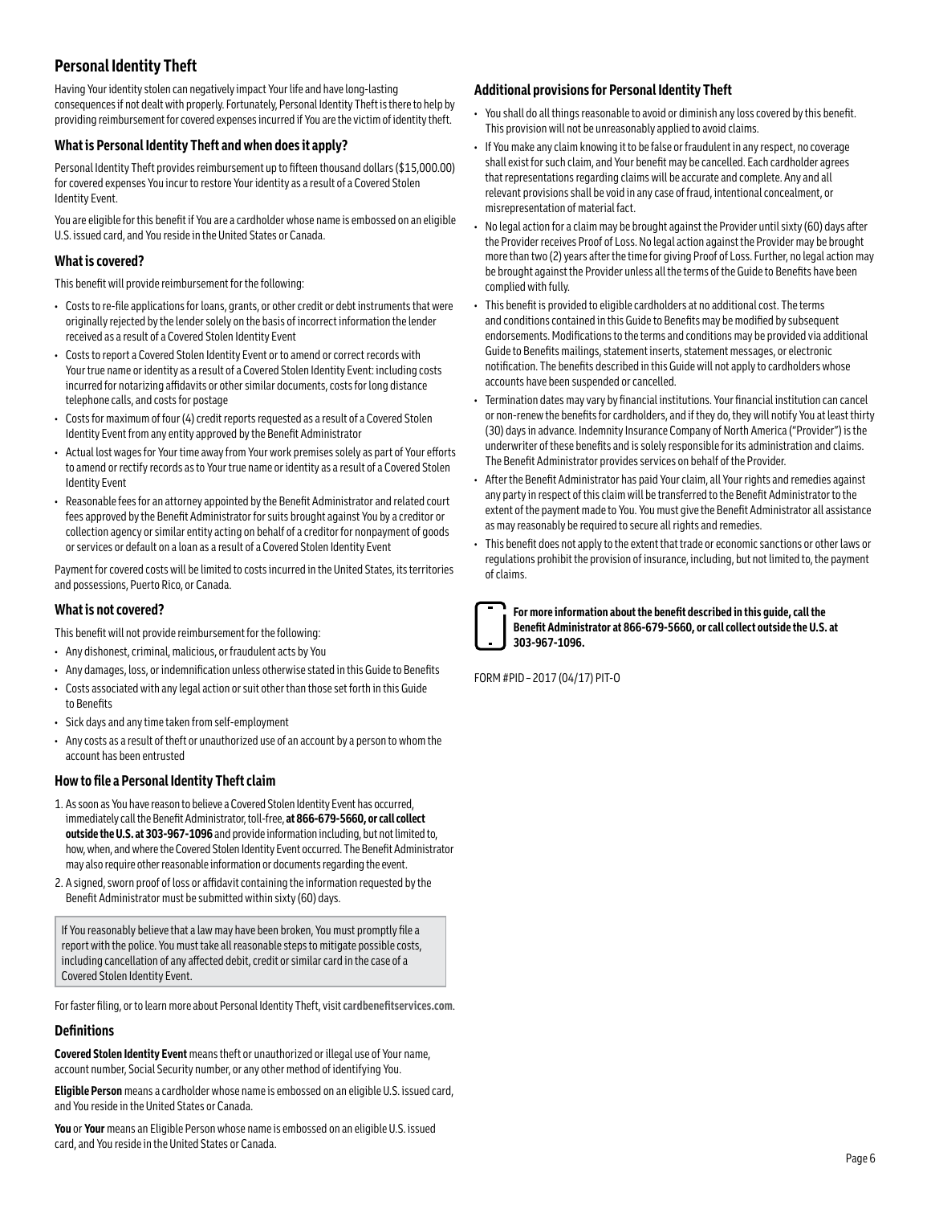## Personal Identity Theft

Having Your identity stolen can negatively impact Your life and have long-lasting consequences if not dealt with properly. Fortunately, Personal Identity Theft is there to help by providing reimbursement for covered expenses incurred if You are the victim of identity theft.

### What is Personal Identity Theft and when does it apply?

Personal Identity Theft provides reimbursement up to fifteen thousand dollars ($15,000.00) for covered expenses You incur to restore Your identity as a result of a Covered Stolen Identity Event.

You are eligible for this benefit if You are a cardholder whose name is embossed on an eligible U.S. issued card, and You reside in the United States or Canada.

### What is covered?

This benefit will provide reimbursement for the following:

- Costs to re-file applications for loans, grants, or other credit or debt instruments that were originally rejected by the lender solely on the basis of incorrect information the lender received as a result of a Covered Stolen Identity Event
- Costs to report a Covered Stolen Identity Event or to amend or correct records with Your true name or identity as a result of a Covered Stolen Identity Event: including costs incurred for notarizing affidavits or other similar documents, costs for long distance telephone calls, and costs for postage
- Costs for maximum of four (4) credit reports requested as a result of a Covered Stolen Identity Event from any entity approved by the Benefit Administrator
- Actual lost wages for Your time away from Your work premises solely as part of Your efforts to amend or rectify records as to Your true name or identity as a result of a Covered Stolen Identity Event
- Reasonable fees for an attorney appointed by the Benefit Administrator and related court fees approved by the Benefit Administrator for suits brought against You by a creditor or collection agency or similar entity acting on behalf of a creditor for nonpayment of goods or services or default on a loan as a result of a Covered Stolen Identity Event

Payment for covered costs will be limited to costs incurred in the United States, its territories and possessions, Puerto Rico, or Canada.

### What is not covered?

This benefit will not provide reimbursement for the following:

- Any dishonest, criminal, malicious, or fraudulent acts by You
- Any damages, loss, or indemnification unless otherwise stated in this Guide to Benefits
- Costs associated with any legal action or suit other than those set forth in this Guide to Benefits
- Sick days and any time taken from self-employment
- Any costs as a result of theft or unauthorized use of an account by a person to whom the account has been entrusted

### How to file a Personal Identity Theft claim

1. As soon as You have reason to believe a Covered Stolen Identity Event has occurred, immediately call the Benefit Administrator, toll-free, **at 866-679-5660, or call collect outside the U.S. at 303-967-1096** and provide information including, but not limited to, how, when, and where the Covered Stolen Identity Event occurred. The Benefit Administrator may also require other reasonable information or documents regarding the event.
2. A signed, sworn proof of loss or affidavit containing the information requested by the Benefit Administrator must be submitted within sixty (60) days.

If You reasonably believe that a law may have been broken, You must promptly file a report with the police. You must take all reasonable steps to mitigate possible costs, including cancellation of any affected debit, credit or similar card in the case of a Covered Stolen Identity Event.

For faster filing, or to learn more about Personal Identity Theft, visit **cardbenefitservices.com**.

### Definitions

**Covered Stolen Identity Event** means theft or unauthorized or illegal use of Your name, account number, Social Security number, or any other method of identifying You.

**Eligible Person** means a cardholder whose name is embossed on an eligible U.S. issued card, and You reside in the United States or Canada.

**You** or **Your** means an Eligible Person whose name is embossed on an eligible U.S. issued card, and You reside in the United States or Canada.

### Additional provisions for Personal Identity Theft

- You shall do all things reasonable to avoid or diminish any loss covered by this benefit. This provision will not be unreasonably applied to avoid claims.
- If You make any claim knowing it to be false or fraudulent in any respect, no coverage shall exist for such claim, and Your benefit may be cancelled. Each cardholder agrees that representations regarding claims will be accurate and complete. Any and all relevant provisions shall be void in any case of fraud, intentional concealment, or misrepresentation of material fact.
- No legal action for a claim may be brought against the Provider until sixty (60) days after the Provider receives Proof of Loss. No legal action against the Provider may be brought more than two (2) years after the time for giving Proof of Loss. Further, no legal action may be brought against the Provider unless all the terms of the Guide to Benefits have been complied with fully.
- This benefit is provided to eligible cardholders at no additional cost. The terms and conditions contained in this Guide to Benefits may be modified by subsequent endorsements. Modifications to the terms and conditions may be provided via additional Guide to Benefits mailings, statement inserts, statement messages, or electronic notification. The benefits described in this Guide will not apply to cardholders whose accounts have been suspended or cancelled.
- Termination dates may vary by financial institutions. Your financial institution can cancel or non-renew the benefits for cardholders, and if they do, they will notify You at least thirty (30) days in advance. Indemnity Insurance Company of North America ("Provider") is the underwriter of these benefits and is solely responsible for its administration and claims. The Benefit Administrator provides services on behalf of the Provider.
- After the Benefit Administrator has paid Your claim, all Your rights and remedies against any party in respect of this claim will be transferred to the Benefit Administrator to the extent of the payment made to You. You must give the Benefit Administrator all assistance as may reasonably be required to secure all rights and remedies.
- This benefit does not apply to the extent that trade or economic sanctions or other laws or regulations prohibit the provision of insurance, including, but not limited to, the payment of claims.

**For more information about the benefit described in this guide, call the Benefit Administrator at 866-679-5660, or call collect outside the U.S. at 303-967-1096.**

FORM #PID – 2017 (04/17) PIT-O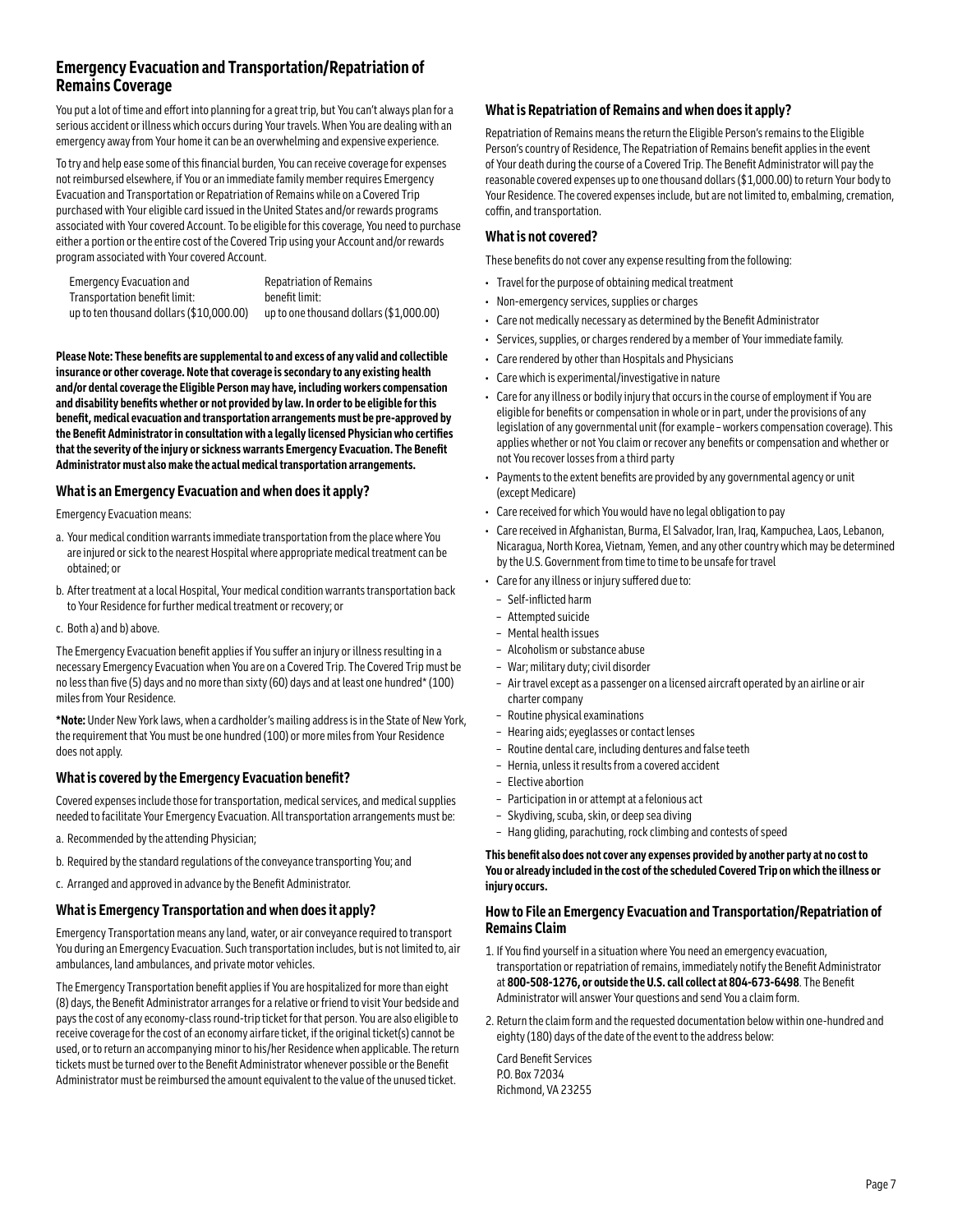## Emergency Evacuation and Transportation/Repatriation of Remains Coverage

You put a lot of time and effort into planning for a great trip, but You can't always plan for a serious accident or illness which occurs during Your travels. When You are dealing with an emergency away from Your home it can be an overwhelming and expensive experience.

To try and help ease some of this financial burden, You can receive coverage for expenses not reimbursed elsewhere, if You or an immediate family member requires Emergency Evacuation and Transportation or Repatriation of Remains while on a Covered Trip purchased with Your eligible card issued in the United States and/or rewards programs associated with Your covered Account. To be eligible for this coverage, You need to purchase either a portion or the entire cost of the Covered Trip using your Account and/or rewards program associated with Your covered Account.

| Emergency Evacuation and Transportation benefit limit: | Repatriation of Remains benefit limit: |
|---|---|
| up to ten thousand dollars ($10,000.00) | up to one thousand dollars ($1,000.00) |

**Please Note: These benefits are supplemental to and excess of any valid and collectible insurance or other coverage. Note that coverage is secondary to any existing health and/or dental coverage the Eligible Person may have, including workers compensation and disability benefits whether or not provided by law. In order to be eligible for this benefit, medical evacuation and transportation arrangements must be pre-approved by the Benefit Administrator in consultation with a legally licensed Physician who certifies that the severity of the injury or sickness warrants Emergency Evacuation. The Benefit Administrator must also make the actual medical transportation arrangements.**

### What is an Emergency Evacuation and when does it apply?

Emergency Evacuation means:

a. Your medical condition warrants immediate transportation from the place where You are injured or sick to the nearest Hospital where appropriate medical treatment can be obtained; or

b. After treatment at a local Hospital, Your medical condition warrants transportation back to Your Residence for further medical treatment or recovery; or

c. Both a) and b) above.

The Emergency Evacuation benefit applies if You suffer an injury or illness resulting in a necessary Emergency Evacuation when You are on a Covered Trip. The Covered Trip must be no less than five (5) days and no more than sixty (60) days and at least one hundred* (100) miles from Your Residence.

**\*Note:** Under New York laws, when a cardholder's mailing address is in the State of New York, the requirement that You must be one hundred (100) or more miles from Your Residence does not apply.

### What is covered by the Emergency Evacuation benefit?

Covered expenses include those for transportation, medical services, and medical supplies needed to facilitate Your Emergency Evacuation. All transportation arrangements must be:

a. Recommended by the attending Physician;

b. Required by the standard regulations of the conveyance transporting You; and

c. Arranged and approved in advance by the Benefit Administrator.

### What is Emergency Transportation and when does it apply?

Emergency Transportation means any land, water, or air conveyance required to transport You during an Emergency Evacuation. Such transportation includes, but is not limited to, air ambulances, land ambulances, and private motor vehicles.

The Emergency Transportation benefit applies if You are hospitalized for more than eight (8) days, the Benefit Administrator arranges for a relative or friend to visit Your bedside and pays the cost of any economy-class round-trip ticket for that person. You are also eligible to receive coverage for the cost of an economy airfare ticket, if the original ticket(s) cannot be used, or to return an accompanying minor to his/her Residence when applicable. The return tickets must be turned over to the Benefit Administrator whenever possible or the Benefit Administrator must be reimbursed the amount equivalent to the value of the unused ticket.

### What is Repatriation of Remains and when does it apply?

Repatriation of Remains means the return the Eligible Person's remains to the Eligible Person's country of Residence, The Repatriation of Remains benefit applies in the event of Your death during the course of a Covered Trip. The Benefit Administrator will pay the reasonable covered expenses up to one thousand dollars ($1,000.00) to return Your body to Your Residence. The covered expenses include, but are not limited to, embalming, cremation, coffin, and transportation.

### What is not covered?

These benefits do not cover any expense resulting from the following:

- Travel for the purpose of obtaining medical treatment
- Non-emergency services, supplies or charges
- Care not medically necessary as determined by the Benefit Administrator
- Services, supplies, or charges rendered by a member of Your immediate family.
- Care rendered by other than Hospitals and Physicians
- Care which is experimental/investigative in nature
- Care for any illness or bodily injury that occurs in the course of employment if You are eligible for benefits or compensation in whole or in part, under the provisions of any legislation of any governmental unit (for example – workers compensation coverage). This applies whether or not You claim or recover any benefits or compensation and whether or not You recover losses from a third party
- Payments to the extent benefits are provided by any governmental agency or unit (except Medicare)
- Care received for which You would have no legal obligation to pay
- Care received in Afghanistan, Burma, El Salvador, Iran, Iraq, Kampuchea, Laos, Lebanon, Nicaragua, North Korea, Vietnam, Yemen, and any other country which may be determined by the U.S. Government from time to time to be unsafe for travel
- Care for any illness or injury suffered due to:
  - Self-inflicted harm
  - Attempted suicide
  - Mental health issues
  - Alcoholism or substance abuse
  - War; military duty; civil disorder
  - Air travel except as a passenger on a licensed aircraft operated by an airline or air charter company
  - Routine physical examinations
  - Hearing aids; eyeglasses or contact lenses
  - Routine dental care, including dentures and false teeth
  - Hernia, unless it results from a covered accident
  - Elective abortion
  - Participation in or attempt at a felonious act
  - Skydiving, scuba, skin, or deep sea diving
  - Hang gliding, parachuting, rock climbing and contests of speed

**This benefit also does not cover any expenses provided by another party at no cost to You or already included in the cost of the scheduled Covered Trip on which the illness or injury occurs.**

### How to File an Emergency Evacuation and Transportation/Repatriation of Remains Claim

1. If You find yourself in a situation where You need an emergency evacuation, transportation or repatriation of remains, immediately notify the Benefit Administrator at **800-508-1276, or outside the U.S. call collect at 804-673-6498**. The Benefit Administrator will answer Your questions and send You a claim form.

2. Return the claim form and the requested documentation below within one-hundred and eighty (180) days of the date of the event to the address below:

   Card Benefit Services
   P.O. Box 72034
   Richmond, VA 23255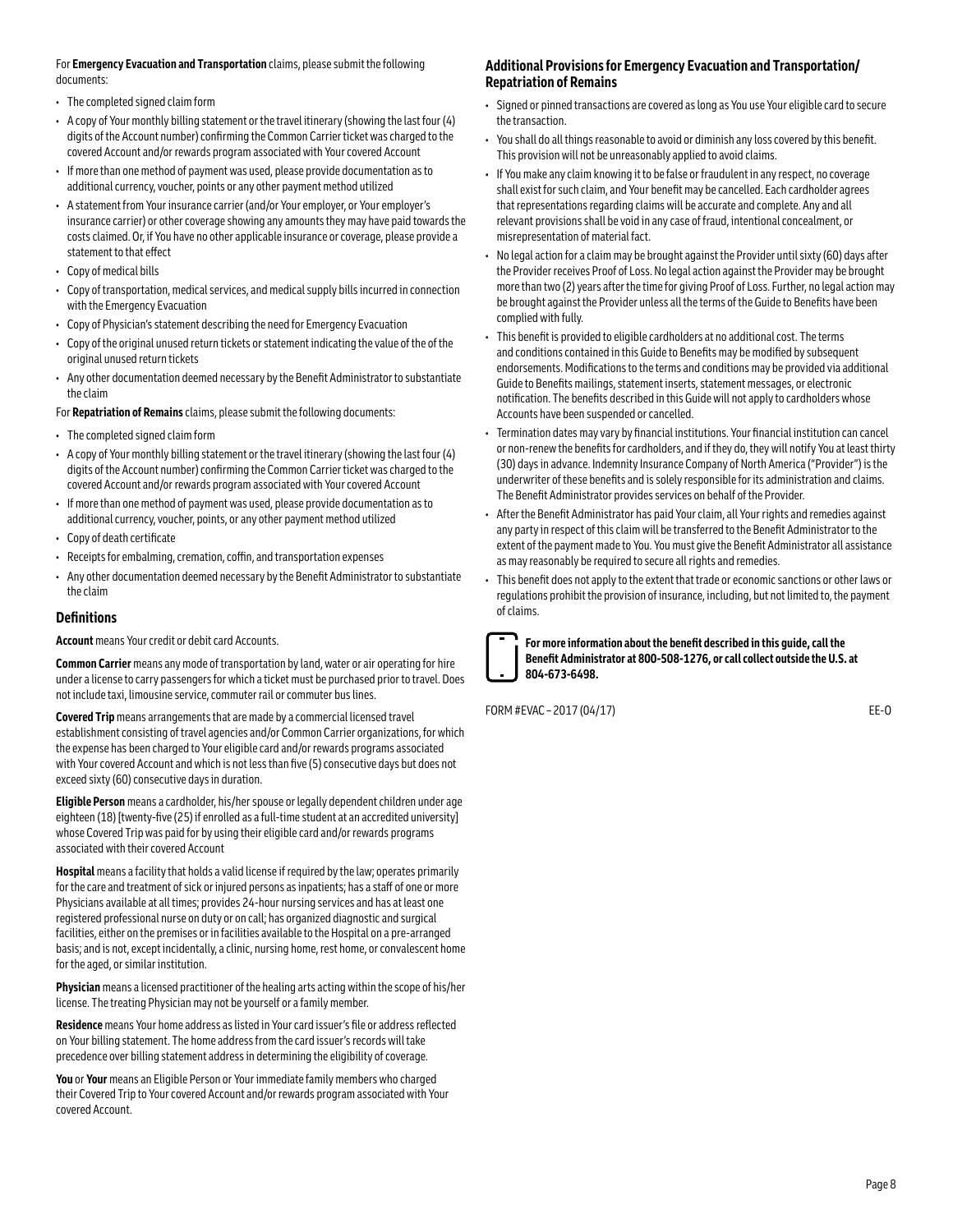For **Emergency Evacuation and Transportation** claims, please submit the following documents:

- The completed signed claim form
- A copy of Your monthly billing statement or the travel itinerary (showing the last four (4) digits of the Account number) confirming the Common Carrier ticket was charged to the covered Account and/or rewards program associated with Your covered Account
- If more than one method of payment was used, please provide documentation as to additional currency, voucher, points or any other payment method utilized
- A statement from Your insurance carrier (and/or Your employer, or Your employer's insurance carrier) or other coverage showing any amounts they may have paid towards the costs claimed. Or, if You have no other applicable insurance or coverage, please provide a statement to that effect
- Copy of medical bills
- Copy of transportation, medical services, and medical supply bills incurred in connection with the Emergency Evacuation
- Copy of Physician's statement describing the need for Emergency Evacuation
- Copy of the original unused return tickets or statement indicating the value of the of the original unused return tickets
- Any other documentation deemed necessary by the Benefit Administrator to substantiate the claim

For **Repatriation of Remains** claims, please submit the following documents:

- The completed signed claim form
- A copy of Your monthly billing statement or the travel itinerary (showing the last four (4) digits of the Account number) confirming the Common Carrier ticket was charged to the covered Account and/or rewards program associated with Your covered Account
- If more than one method of payment was used, please provide documentation as to additional currency, voucher, points, or any other payment method utilized
- Copy of death certificate
- Receipts for embalming, cremation, coffin, and transportation expenses
- Any other documentation deemed necessary by the Benefit Administrator to substantiate the claim

## Definitions

**Account** means Your credit or debit card Accounts.

**Common Carrier** means any mode of transportation by land, water or air operating for hire under a license to carry passengers for which a ticket must be purchased prior to travel. Does not include taxi, limousine service, commuter rail or commuter bus lines.

**Covered Trip** means arrangements that are made by a commercial licensed travel establishment consisting of travel agencies and/or Common Carrier organizations, for which the expense has been charged to Your eligible card and/or rewards programs associated with Your covered Account and which is not less than five (5) consecutive days but does not exceed sixty (60) consecutive days in duration.

**Eligible Person** means a cardholder, his/her spouse or legally dependent children under age eighteen (18) [twenty-five (25) if enrolled as a full-time student at an accredited university] whose Covered Trip was paid for by using their eligible card and/or rewards programs associated with their covered Account

**Hospital** means a facility that holds a valid license if required by the law; operates primarily for the care and treatment of sick or injured persons as inpatients; has a staff of one or more Physicians available at all times; provides 24-hour nursing services and has at least one registered professional nurse on duty or on call; has organized diagnostic and surgical facilities, either on the premises or in facilities available to the Hospital on a pre-arranged basis; and is not, except incidentally, a clinic, nursing home, rest home, or convalescent home for the aged, or similar institution.

**Physician** means a licensed practitioner of the healing arts acting within the scope of his/her license. The treating Physician may not be yourself or a family member.

**Residence** means Your home address as listed in Your card issuer's file or address reflected on Your billing statement. The home address from the card issuer's records will take precedence over billing statement address in determining the eligibility of coverage.

**You** or **Your** means an Eligible Person or Your immediate family members who charged their Covered Trip to Your covered Account and/or rewards program associated with Your covered Account.

## Additional Provisions for Emergency Evacuation and Transportation/ Repatriation of Remains

- Signed or pinned transactions are covered as long as You use Your eligible card to secure the transaction.
- You shall do all things reasonable to avoid or diminish any loss covered by this benefit. This provision will not be unreasonably applied to avoid claims.
- If You make any claim knowing it to be false or fraudulent in any respect, no coverage shall exist for such claim, and Your benefit may be cancelled. Each cardholder agrees that representations regarding claims will be accurate and complete. Any and all relevant provisions shall be void in any case of fraud, intentional concealment, or misrepresentation of material fact.
- No legal action for a claim may be brought against the Provider until sixty (60) days after the Provider receives Proof of Loss. No legal action against the Provider may be brought more than two (2) years after the time for giving Proof of Loss. Further, no legal action may be brought against the Provider unless all the terms of the Guide to Benefits have been complied with fully.
- This benefit is provided to eligible cardholders at no additional cost. The terms and conditions contained in this Guide to Benefits may be modified by subsequent endorsements. Modifications to the terms and conditions may be provided via additional Guide to Benefits mailings, statement inserts, statement messages, or electronic notification. The benefits described in this Guide will not apply to cardholders whose Accounts have been suspended or cancelled.
- Termination dates may vary by financial institutions. Your financial institution can cancel or non-renew the benefits for cardholders, and if they do, they will notify You at least thirty (30) days in advance. Indemnity Insurance Company of North America ("Provider") is the underwriter of these benefits and is solely responsible for its administration and claims. The Benefit Administrator provides services on behalf of the Provider.
- After the Benefit Administrator has paid Your claim, all Your rights and remedies against any party in respect of this claim will be transferred to the Benefit Administrator to the extent of the payment made to You. You must give the Benefit Administrator all assistance as may reasonably be required to secure all rights and remedies.
- This benefit does not apply to the extent that trade or economic sanctions or other laws or regulations prohibit the provision of insurance, including, but not limited to, the payment of claims.

**For more information about the benefit described in this guide, call the Benefit Administrator at 800-508-1276, or call collect outside the U.S. at 804-673-6498.**

FORM #EVAC – 2017 (04/17) EE-O